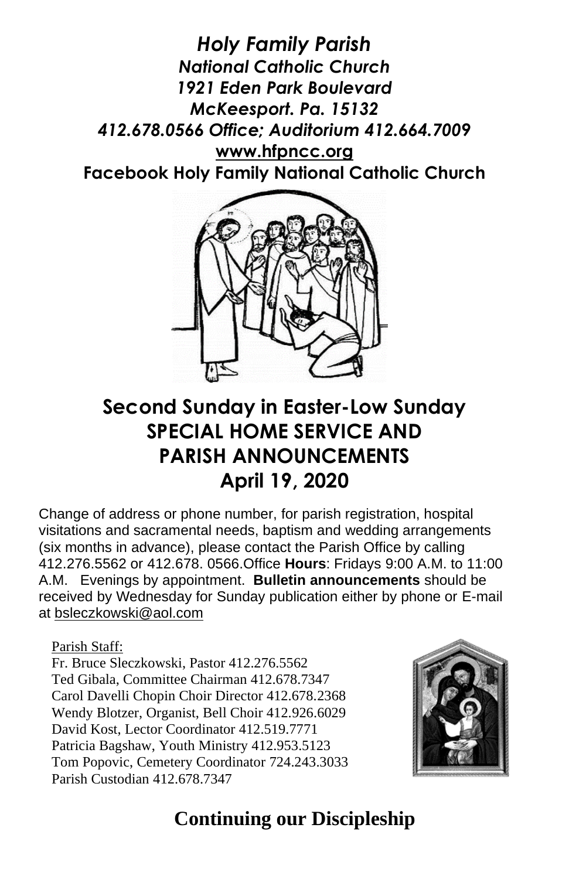***Holy Family Parish***
***National Catholic Church***
***1921 Eden Park Boulevard***
***McKeesport. Pa. 15132***
***412.678.0566 Office; Auditorium 412.664.7009***
**www.hfpncc.org**
**Facebook Holy Family National Catholic Church**

# Second Sunday in Easter-Low Sunday
# SPECIAL HOME SERVICE AND PARISH ANNOUNCEMENTS
# April 19, 2020

Change of address or phone number, for parish registration, hospital visitations and sacramental needs, baptism and wedding arrangements (six months in advance), please contact the Parish Office by calling 412.276.5562 or 412.678. 0566.Office **Hours**: Fridays 9:00 A.M. to 11:00 A.M. Evenings by appointment. **Bulletin announcements** should be received by Wednesday for Sunday publication either by phone or E-mail at bsleczkowski@aol.com

Parish Staff:
Fr. Bruce Sleczkowski, Pastor 412.276.5562
Ted Gibala, Committee Chairman 412.678.7347
Carol Davelli Chopin Choir Director 412.678.2368
Wendy Blotzer, Organist, Bell Choir 412.926.6029
David Kost, Lector Coordinator 412.519.7771
Patricia Bagshaw, Youth Ministry 412.953.5123
Tom Popovic, Cemetery Coordinator 724.243.3033
Parish Custodian 412.678.7347

## Continuing our Discipleship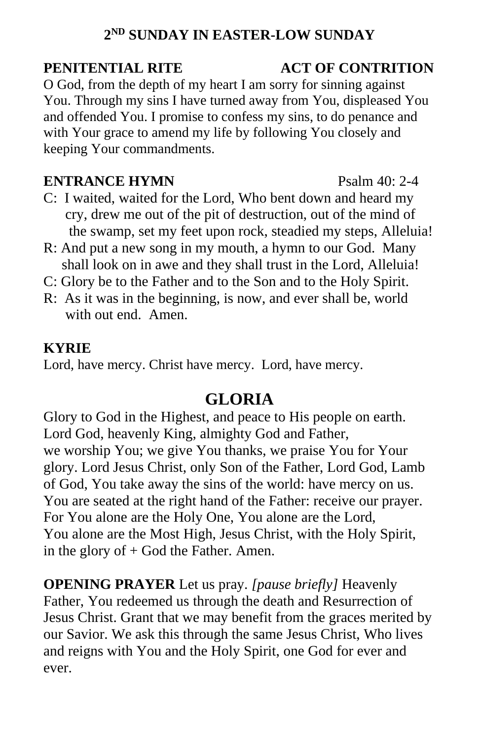## 2ND SUNDAY IN EASTER-LOW SUNDAY

**PENITENTIAL RITE** **ACT OF CONTRITION**

O God, from the depth of my heart I am sorry for sinning against You. Through my sins I have turned away from You, displeased You and offended You. I promise to confess my sins, to do penance and with Your grace to amend my life by following You closely and keeping Your commandments.

**ENTRANCE HYMN** Psalm 40: 2-4

C: I waited, waited for the Lord, Who bent down and heard my cry, drew me out of the pit of destruction, out of the mind of the swamp, set my feet upon rock, steadied my steps, Alleluia!

R: And put a new song in my mouth, a hymn to our God. Many shall look on in awe and they shall trust in the Lord, Alleluia!

C: Glory be to the Father and to the Son and to the Holy Spirit.

R: As it was in the beginning, is now, and ever shall be, world with out end. Amen.

**KYRIE**

Lord, have mercy. Christ have mercy. Lord, have mercy.

## GLORIA

Glory to God in the Highest, and peace to His people on earth. Lord God, heavenly King, almighty God and Father, we worship You; we give You thanks, we praise You for Your glory. Lord Jesus Christ, only Son of the Father, Lord God, Lamb of God, You take away the sins of the world: have mercy on us. You are seated at the right hand of the Father: receive our prayer. For You alone are the Holy One, You alone are the Lord, You alone are the Most High, Jesus Christ, with the Holy Spirit, in the glory of + God the Father. Amen.

**OPENING PRAYER** Let us pray. *[pause briefly]* Heavenly Father, You redeemed us through the death and Resurrection of Jesus Christ. Grant that we may benefit from the graces merited by our Savior. We ask this through the same Jesus Christ, Who lives and reigns with You and the Holy Spirit, one God for ever and ever.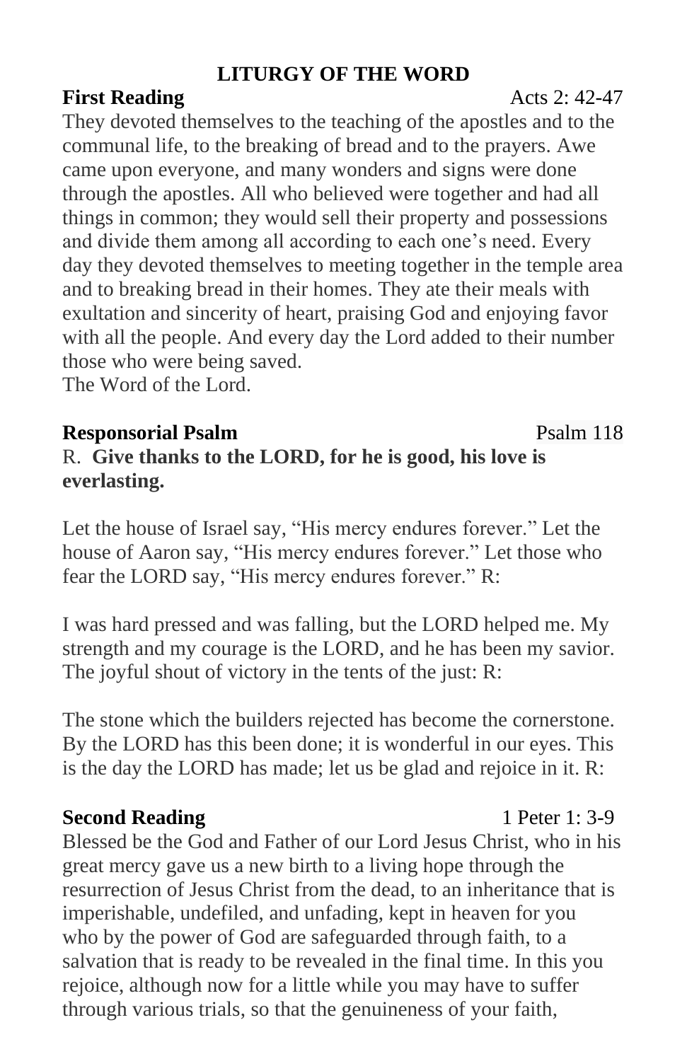## LITURGY OF THE WORD

**First Reading** Acts 2: 42-47

They devoted themselves to the teaching of the apostles and to the communal life, to the breaking of bread and to the prayers. Awe came upon everyone, and many wonders and signs were done through the apostles. All who believed were together and had all things in common; they would sell their property and possessions and divide them among all according to each one's need. Every day they devoted themselves to meeting together in the temple area and to breaking bread in their homes. They ate their meals with exultation and sincerity of heart, praising God and enjoying favor with all the people. And every day the Lord added to their number those who were being saved.
The Word of the Lord.

**Responsorial Psalm** Psalm 118

R. **Give thanks to the LORD, for he is good, his love is everlasting.**

Let the house of Israel say, "His mercy endures forever." Let the house of Aaron say, "His mercy endures forever." Let those who fear the LORD say, "His mercy endures forever." R:

I was hard pressed and was falling, but the LORD helped me. My strength and my courage is the LORD, and he has been my savior. The joyful shout of victory in the tents of the just: R:

The stone which the builders rejected has become the cornerstone. By the LORD has this been done; it is wonderful in our eyes. This is the day the LORD has made; let us be glad and rejoice in it. R:

**Second Reading** 1 Peter 1: 3-9

Blessed be the God and Father of our Lord Jesus Christ, who in his great mercy gave us a new birth to a living hope through the resurrection of Jesus Christ from the dead, to an inheritance that is imperishable, undefiled, and unfading, kept in heaven for you who by the power of God are safeguarded through faith, to a salvation that is ready to be revealed in the final time. In this you rejoice, although now for a little while you may have to suffer through various trials, so that the genuineness of your faith,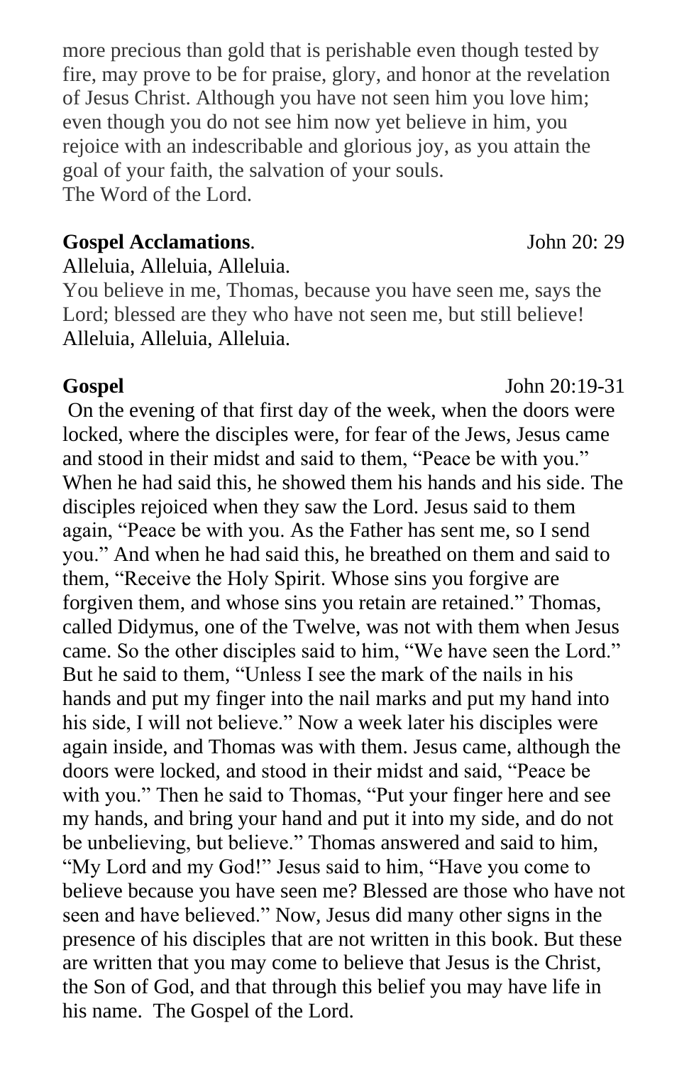more precious than gold that is perishable even though tested by fire, may prove to be for praise, glory, and honor at the revelation of Jesus Christ. Although you have not seen him you love him; even though you do not see him now yet believe in him, you rejoice with an indescribable and glorious joy, as you attain the goal of your faith, the salvation of your souls.
The Word of the Lord.

**Gospel Acclamations**. John 20: 29

Alleluia, Alleluia, Alleluia.
You believe in me, Thomas, because you have seen me, says the Lord; blessed are they who have not seen me, but still believe!
Alleluia, Alleluia, Alleluia.

**Gospel** John 20:19-31

On the evening of that first day of the week, when the doors were locked, where the disciples were, for fear of the Jews, Jesus came and stood in their midst and said to them, "Peace be with you." When he had said this, he showed them his hands and his side. The disciples rejoiced when they saw the Lord. Jesus said to them again, "Peace be with you. As the Father has sent me, so I send you." And when he had said this, he breathed on them and said to them, "Receive the Holy Spirit. Whose sins you forgive are forgiven them, and whose sins you retain are retained." Thomas, called Didymus, one of the Twelve, was not with them when Jesus came. So the other disciples said to him, "We have seen the Lord." But he said to them, "Unless I see the mark of the nails in his hands and put my finger into the nail marks and put my hand into his side, I will not believe." Now a week later his disciples were again inside, and Thomas was with them. Jesus came, although the doors were locked, and stood in their midst and said, "Peace be with you." Then he said to Thomas, "Put your finger here and see my hands, and bring your hand and put it into my side, and do not be unbelieving, but believe." Thomas answered and said to him, "My Lord and my God!" Jesus said to him, "Have you come to believe because you have seen me? Blessed are those who have not seen and have believed." Now, Jesus did many other signs in the presence of his disciples that are not written in this book. But these are written that you may come to believe that Jesus is the Christ, the Son of God, and that through this belief you may have life in his name. The Gospel of the Lord.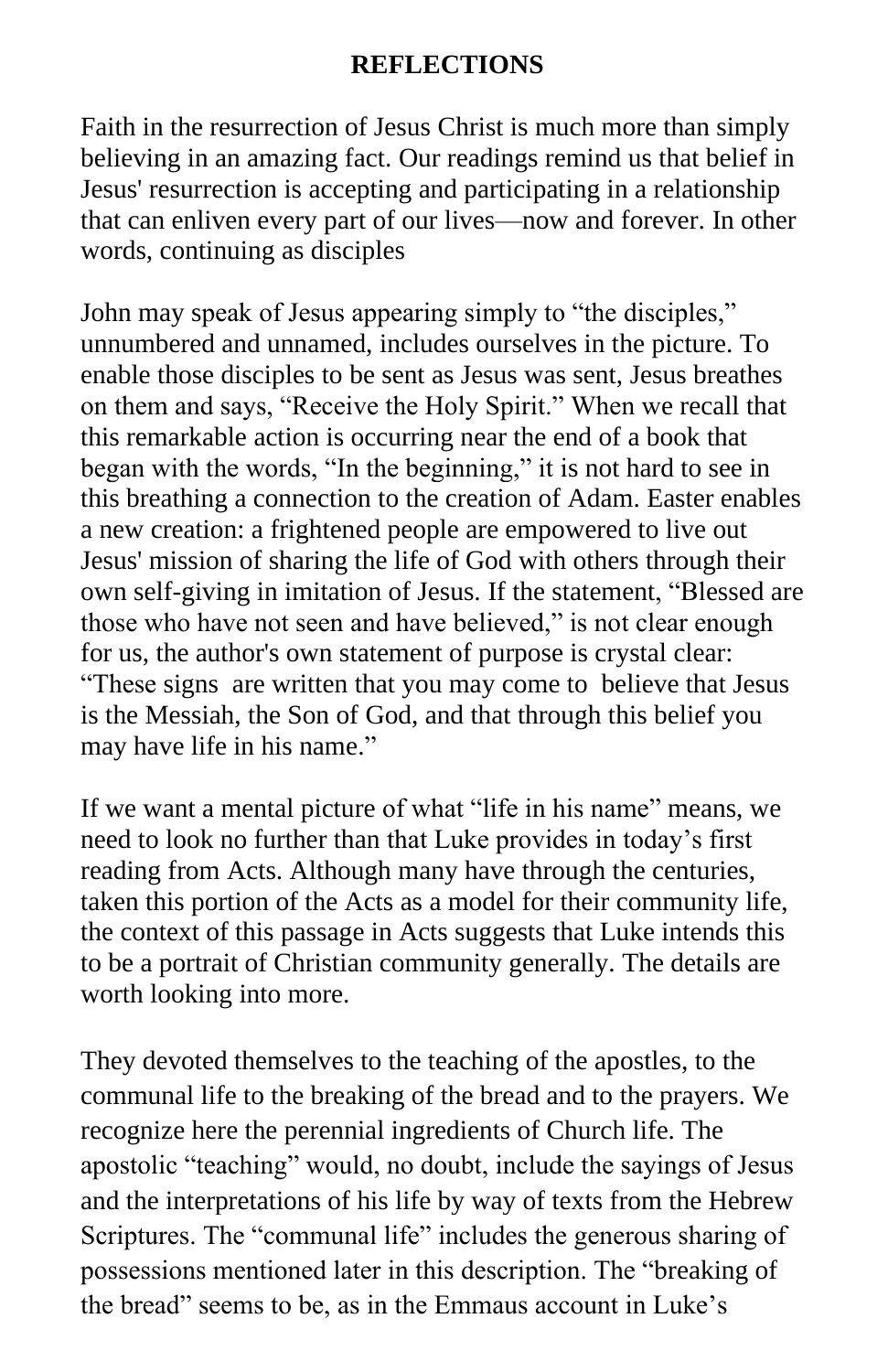# REFLECTIONS

Faith in the resurrection of Jesus Christ is much more than simply believing in an amazing fact. Our readings remind us that belief in Jesus' resurrection is accepting and participating in a relationship that can enliven every part of our lives—now and forever. In other words, continuing as disciples

John may speak of Jesus appearing simply to "the disciples," unnumbered and unnamed, includes ourselves in the picture. To enable those disciples to be sent as Jesus was sent, Jesus breathes on them and says, "Receive the Holy Spirit." When we recall that this remarkable action is occurring near the end of a book that began with the words, "In the beginning," it is not hard to see in this breathing a connection to the creation of Adam. Easter enables a new creation: a frightened people are empowered to live out Jesus' mission of sharing the life of God with others through their own self-giving in imitation of Jesus. If the statement, "Blessed are those who have not seen and have believed," is not clear enough for us, the author's own statement of purpose is crystal clear: "These signs are written that you may come to believe that Jesus is the Messiah, the Son of God, and that through this belief you may have life in his name."

If we want a mental picture of what "life in his name" means, we need to look no further than that Luke provides in today's first reading from Acts. Although many have through the centuries, taken this portion of the Acts as a model for their community life, the context of this passage in Acts suggests that Luke intends this to be a portrait of Christian community generally. The details are worth looking into more.

They devoted themselves to the teaching of the apostles, to the communal life to the breaking of the bread and to the prayers. We recognize here the perennial ingredients of Church life. The apostolic "teaching" would, no doubt, include the sayings of Jesus and the interpretations of his life by way of texts from the Hebrew Scriptures. The "communal life" includes the generous sharing of possessions mentioned later in this description. The "breaking of the bread" seems to be, as in the Emmaus account in Luke's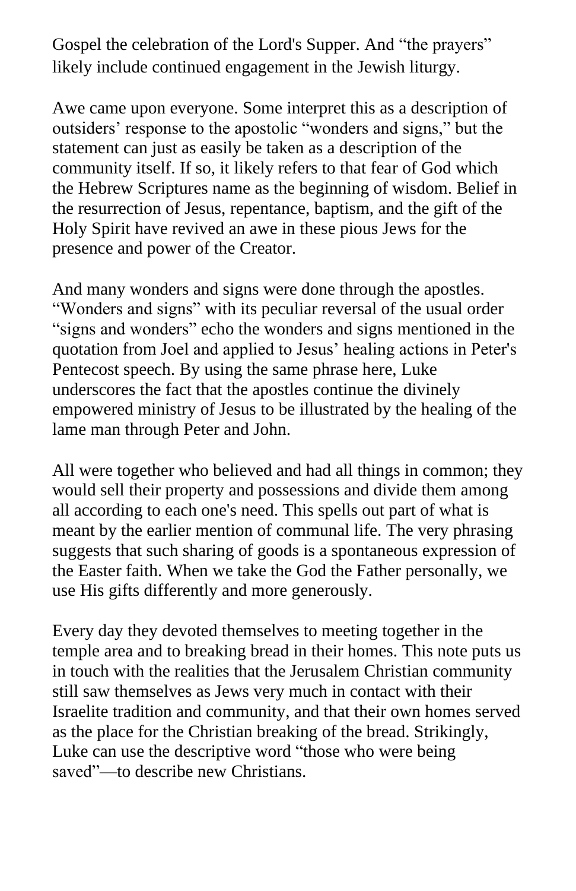Gospel the celebration of the Lord's Supper. And "the prayers" likely include continued engagement in the Jewish liturgy.

Awe came upon everyone. Some interpret this as a description of outsiders' response to the apostolic "wonders and signs," but the statement can just as easily be taken as a description of the community itself. If so, it likely refers to that fear of God which the Hebrew Scriptures name as the beginning of wisdom. Belief in the resurrection of Jesus, repentance, baptism, and the gift of the Holy Spirit have revived an awe in these pious Jews for the presence and power of the Creator.

And many wonders and signs were done through the apostles. "Wonders and signs" with its peculiar reversal of the usual order "signs and wonders" echo the wonders and signs mentioned in the quotation from Joel and applied to Jesus' healing actions in Peter's Pentecost speech. By using the same phrase here, Luke underscores the fact that the apostles continue the divinely empowered ministry of Jesus to be illustrated by the healing of the lame man through Peter and John.

All were together who believed and had all things in common; they would sell their property and possessions and divide them among all according to each one's need. This spells out part of what is meant by the earlier mention of communal life. The very phrasing suggests that such sharing of goods is a spontaneous expression of the Easter faith. When we take the God the Father personally, we use His gifts differently and more generously.

Every day they devoted themselves to meeting together in the temple area and to breaking bread in their homes. This note puts us in touch with the realities that the Jerusalem Christian community still saw themselves as Jews very much in contact with their Israelite tradition and community, and that their own homes served as the place for the Christian breaking of the bread. Strikingly, Luke can use the descriptive word "those who were being saved"—to describe new Christians.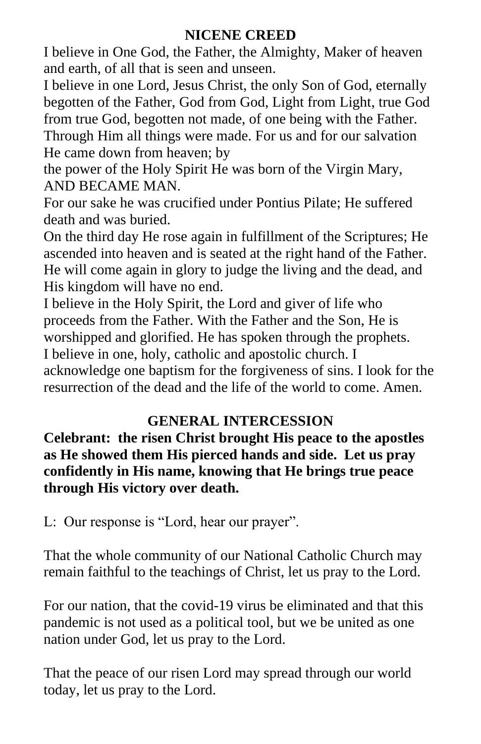## NICENE CREED

I believe in One God, the Father, the Almighty, Maker of heaven and earth, of all that is seen and unseen.
I believe in one Lord, Jesus Christ, the only Son of God, eternally begotten of the Father, God from God, Light from Light, true God from true God, begotten not made, of one being with the Father. Through Him all things were made. For us and for our salvation He came down from heaven; by
the power of the Holy Spirit He was born of the Virgin Mary, AND BECAME MAN.
For our sake he was crucified under Pontius Pilate; He suffered death and was buried.
On the third day He rose again in fulfillment of the Scriptures; He ascended into heaven and is seated at the right hand of the Father. He will come again in glory to judge the living and the dead, and His kingdom will have no end.
I believe in the Holy Spirit, the Lord and giver of life who proceeds from the Father. With the Father and the Son, He is worshipped and glorified. He has spoken through the prophets.
I believe in one, holy, catholic and apostolic church. I acknowledge one baptism for the forgiveness of sins. I look for the resurrection of the dead and the life of the world to come. Amen.

## GENERAL INTERCESSION

**Celebrant: the risen Christ brought His peace to the apostles as He showed them His pierced hands and side. Let us pray confidently in His name, knowing that He brings true peace through His victory over death.**

L: Our response is "Lord, hear our prayer".

That the whole community of our National Catholic Church may remain faithful to the teachings of Christ, let us pray to the Lord.

For our nation, that the covid-19 virus be eliminated and that this pandemic is not used as a political tool, but we be united as one nation under God, let us pray to the Lord.

That the peace of our risen Lord may spread through our world today, let us pray to the Lord.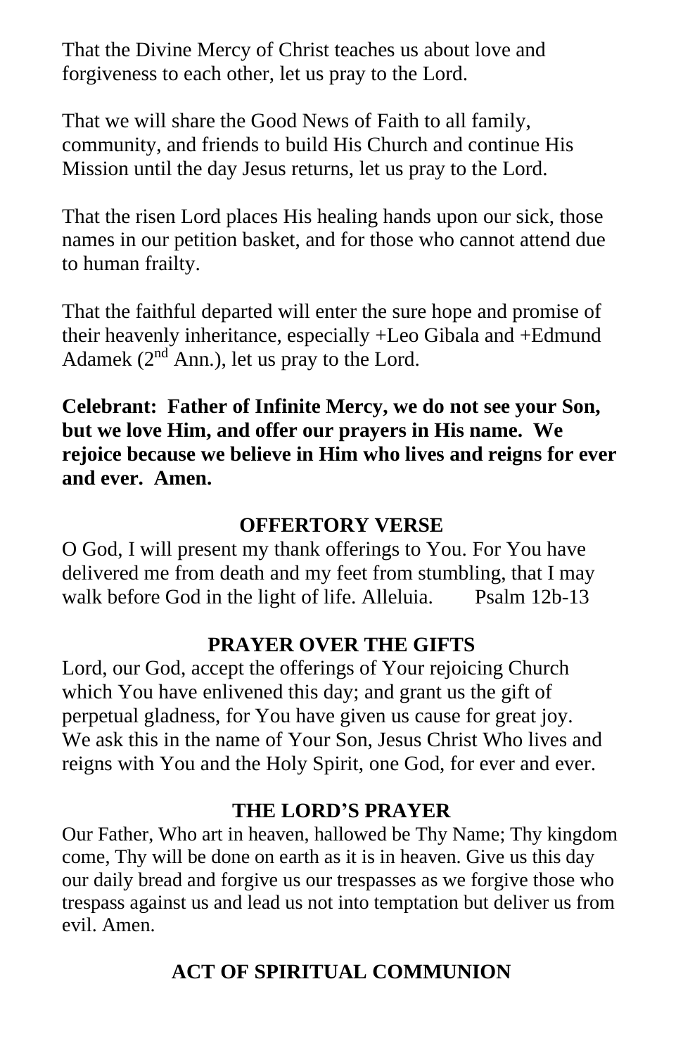That the Divine Mercy of Christ teaches us about love and forgiveness to each other, let us pray to the Lord.

That we will share the Good News of Faith to all family, community, and friends to build His Church and continue His Mission until the day Jesus returns, let us pray to the Lord.

That the risen Lord places His healing hands upon our sick, those names in our petition basket, and for those who cannot attend due to human frailty.

That the faithful departed will enter the sure hope and promise of their heavenly inheritance, especially +Leo Gibala and +Edmund Adamek (2nd Ann.), let us pray to the Lord.

**Celebrant: Father of Infinite Mercy, we do not see your Son, but we love Him, and offer our prayers in His name. We rejoice because we believe in Him who lives and reigns for ever and ever. Amen.**

## OFFERTORY VERSE

O God, I will present my thank offerings to You. For You have delivered me from death and my feet from stumbling, that I may walk before God in the light of life. Alleluia. Psalm 12b-13

## PRAYER OVER THE GIFTS

Lord, our God, accept the offerings of Your rejoicing Church which You have enlivened this day; and grant us the gift of perpetual gladness, for You have given us cause for great joy. We ask this in the name of Your Son, Jesus Christ Who lives and reigns with You and the Holy Spirit, one God, for ever and ever.

## THE LORD'S PRAYER

Our Father, Who art in heaven, hallowed be Thy Name; Thy kingdom come, Thy will be done on earth as it is in heaven. Give us this day our daily bread and forgive us our trespasses as we forgive those who trespass against us and lead us not into temptation but deliver us from evil. Amen.

## ACT OF SPIRITUAL COMMUNION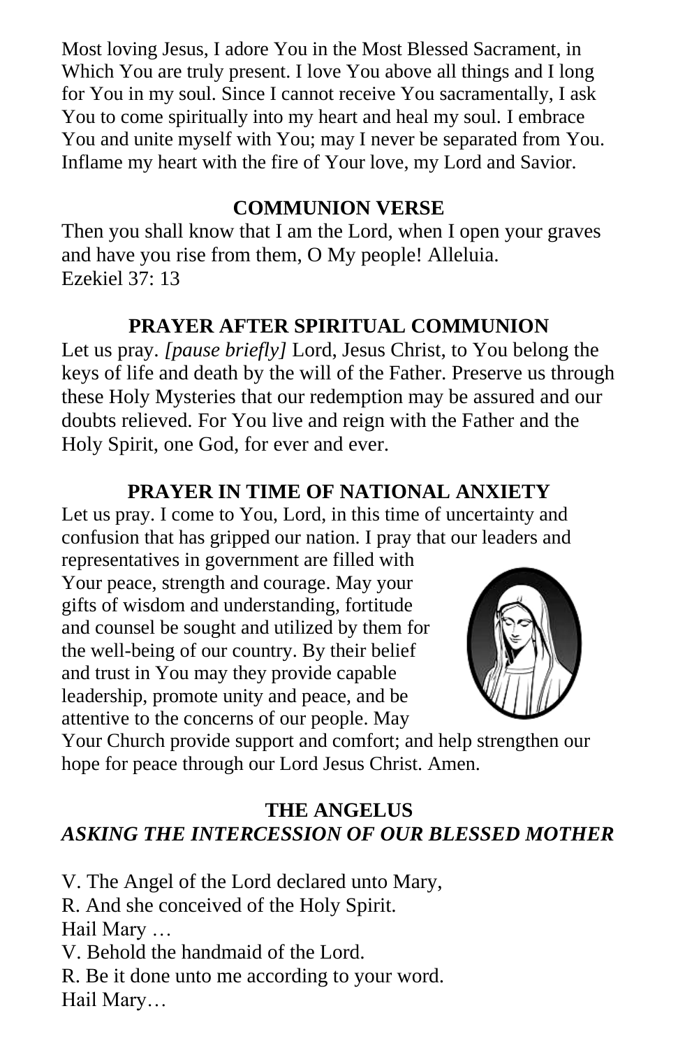Most loving Jesus, I adore You in the Most Blessed Sacrament, in Which You are truly present. I love You above all things and I long for You in my soul. Since I cannot receive You sacramentally, I ask You to come spiritually into my heart and heal my soul. I embrace You and unite myself with You; may I never be separated from You. Inflame my heart with the fire of Your love, my Lord and Savior.

## COMMUNION VERSE

Then you shall know that I am the Lord, when I open your graves and have you rise from them, O My people! Alleluia.
Ezekiel 37: 13

## PRAYER AFTER SPIRITUAL COMMUNION

Let us pray. *[pause briefly]* Lord, Jesus Christ, to You belong the keys of life and death by the will of the Father. Preserve us through these Holy Mysteries that our redemption may be assured and our doubts relieved. For You live and reign with the Father and the Holy Spirit, one God, for ever and ever.

## PRAYER IN TIME OF NATIONAL ANXIETY

Let us pray. I come to You, Lord, in this time of uncertainty and confusion that has gripped our nation. I pray that our leaders and representatives in government are filled with Your peace, strength and courage. May your gifts of wisdom and understanding, fortitude and counsel be sought and utilized by them for the well-being of our country. By their belief and trust in You may they provide capable leadership, promote unity and peace, and be attentive to the concerns of our people. May Your Church provide support and comfort; and help strengthen our hope for peace through our Lord Jesus Christ. Amen.

## THE ANGELUS

***ASKING THE INTERCESSION OF OUR BLESSED MOTHER***

V. The Angel of the Lord declared unto Mary,
R. And she conceived of the Holy Spirit.
Hail Mary …
V. Behold the handmaid of the Lord.
R. Be it done unto me according to your word.
Hail Mary…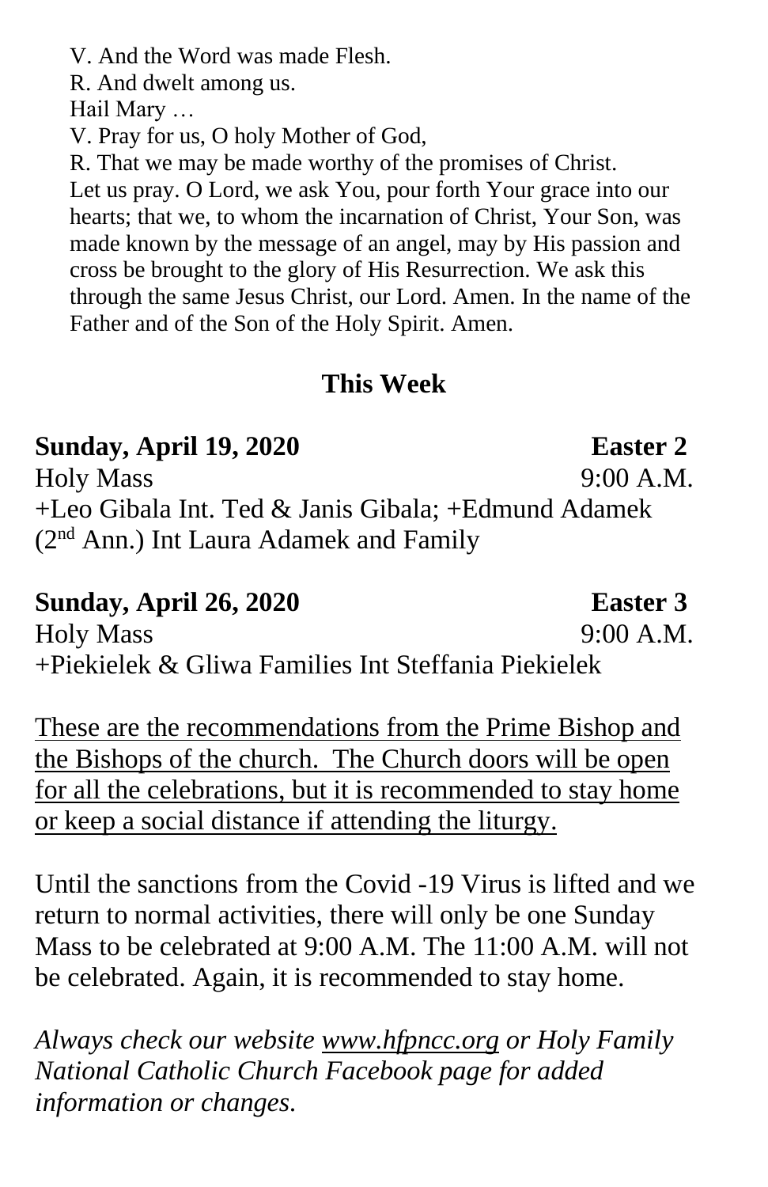V. And the Word was made Flesh.
R. And dwelt among us.
Hail Mary …
V. Pray for us, O holy Mother of God,
R. That we may be made worthy of the promises of Christ.
Let us pray. O Lord, we ask You, pour forth Your grace into our hearts; that we, to whom the incarnation of Christ, Your Son, was made known by the message of an angel, may by His passion and cross be brought to the glory of His Resurrection. We ask this through the same Jesus Christ, our Lord. Amen. In the name of the Father and of the Son of the Holy Spirit. Amen.

## This Week

**Sunday, April 19, 2020** **Easter 2**
Holy Mass 9:00 A.M.
+Leo Gibala Int. Ted & Janis Gibala; +Edmund Adamek (2nd Ann.) Int Laura Adamek and Family

**Sunday, April 26, 2020** **Easter 3**
Holy Mass 9:00 A.M.
+Piekielek & Gliwa Families Int Steffania Piekielek

<u>These are the recommendations from the Prime Bishop and the Bishops of the church. The Church doors will be open for all the celebrations, but it is recommended to stay home or keep a social distance if attending the liturgy.</u>

Until the sanctions from the Covid -19 Virus is lifted and we return to normal activities, there will only be one Sunday Mass to be celebrated at 9:00 A.M. The 11:00 A.M. will not be celebrated. Again, it is recommended to stay home.

*Always check our website www.hfpncc.org or Holy Family National Catholic Church Facebook page for added information or changes.*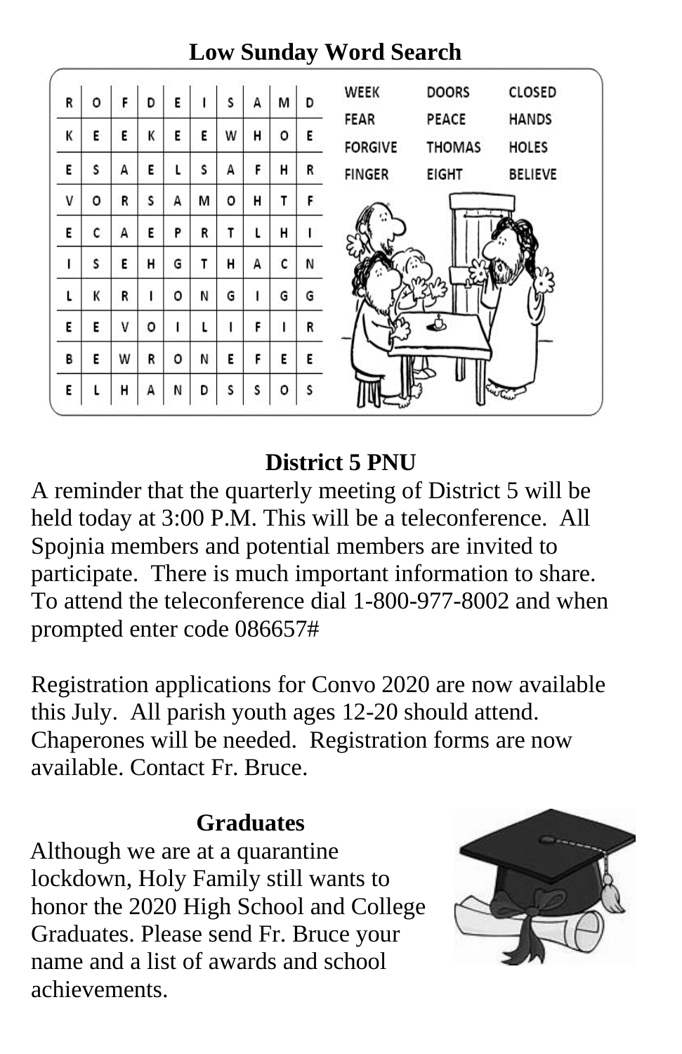## Low Sunday Word Search

| | | | | | | | | | |
|---|---|---|---|---|---|---|---|---|---|
| R | O | F | D | E | I | S | A | M | D |
| K | E | E | K | E | E | W | H | O | E |
| E | S | A | E | L | S | A | F | H | R |
| V | O | R | S | A | M | O | H | T | F |
| E | C | A | E | P | R | T | L | H | I |
| I | S | E | H | G | T | H | A | C | N |
| L | K | R | I | O | N | G | I | G | G |
| E | E | V | O | I | L | I | F | I | R |
| B | E | W | R | O | N | E | F | E | E |
| E | L | H | A | N | D | S | S | O | S |

| | | |
|---|---|---|
| WEEK | DOORS | CLOSED |
| FEAR | PEACE | HANDS |
| FORGIVE | THOMAS | HOLES |
| FINGER | EIGHT | BELIEVE |

## District 5 PNU

A reminder that the quarterly meeting of District 5 will be held today at 3:00 P.M. This will be a teleconference. All Spojnia members and potential members are invited to participate. There is much important information to share. To attend the teleconference dial 1-800-977-8002 and when prompted enter code 086657#

Registration applications for Convo 2020 are now available this July. All parish youth ages 12-20 should attend. Chaperones will be needed. Registration forms are now available. Contact Fr. Bruce.

## Graduates

Although we are at a quarantine lockdown, Holy Family still wants to honor the 2020 High School and College Graduates. Please send Fr. Bruce your name and a list of awards and school achievements.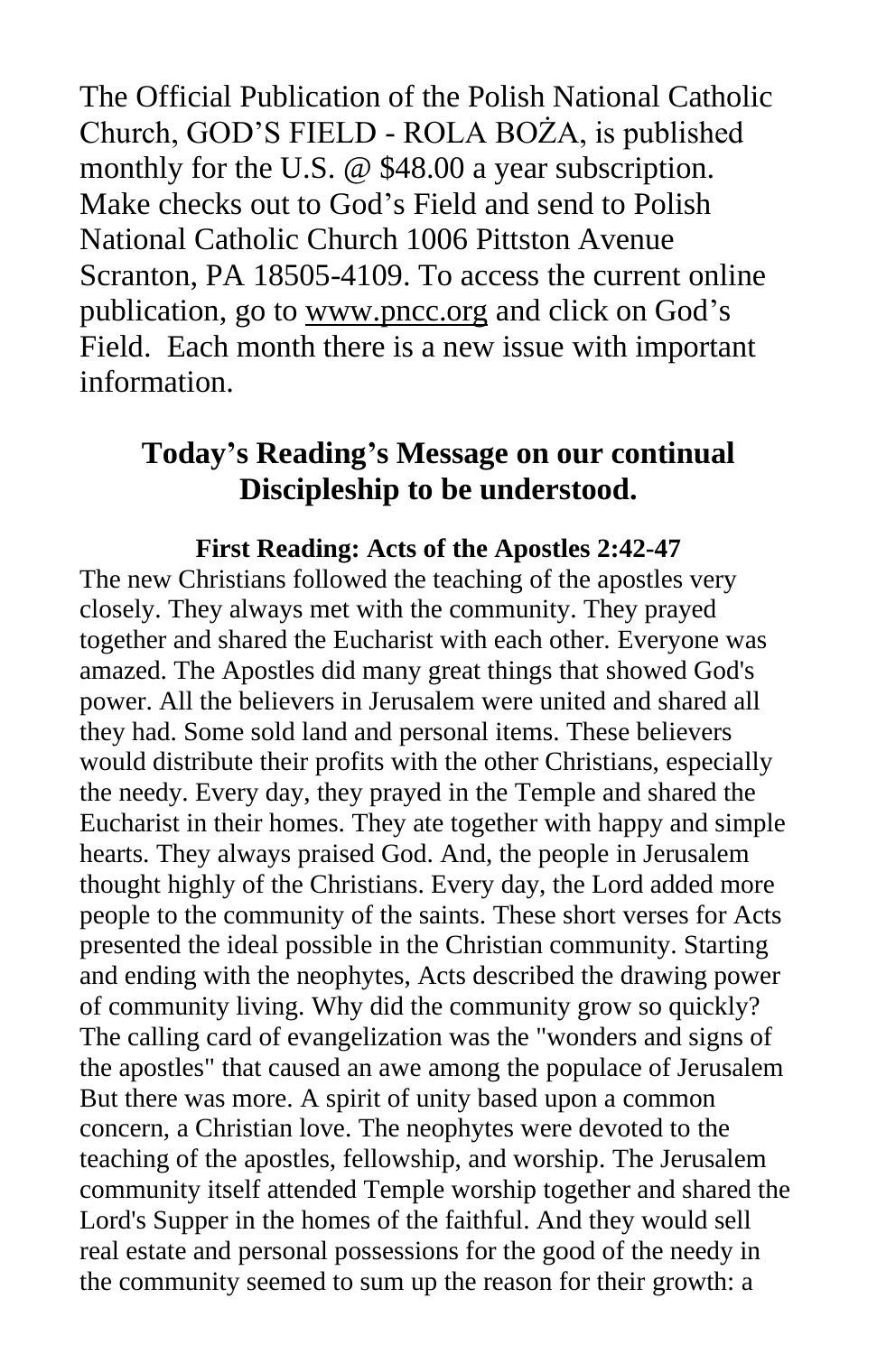The Official Publication of the Polish National Catholic Church, GOD'S FIELD - ROLA BOŻA, is published monthly for the U.S. @ $48.00 a year subscription. Make checks out to God's Field and send to Polish National Catholic Church 1006 Pittston Avenue Scranton, PA 18505-4109. To access the current online publication, go to www.pncc.org and click on God's Field. Each month there is a new issue with important information.

## Today's Reading's Message on our continual Discipleship to be understood.

**First Reading: Acts of the Apostles 2:42-47**

The new Christians followed the teaching of the apostles very closely. They always met with the community. They prayed together and shared the Eucharist with each other. Everyone was amazed. The Apostles did many great things that showed God's power. All the believers in Jerusalem were united and shared all they had. Some sold land and personal items. These believers would distribute their profits with the other Christians, especially the needy. Every day, they prayed in the Temple and shared the Eucharist in their homes. They ate together with happy and simple hearts. They always praised God. And, the people in Jerusalem thought highly of the Christians. Every day, the Lord added more people to the community of the saints. These short verses for Acts presented the ideal possible in the Christian community. Starting and ending with the neophytes, Acts described the drawing power of community living. Why did the community grow so quickly? The calling card of evangelization was the "wonders and signs of the apostles" that caused an awe among the populace of Jerusalem But there was more. A spirit of unity based upon a common concern, a Christian love. The neophytes were devoted to the teaching of the apostles, fellowship, and worship. The Jerusalem community itself attended Temple worship together and shared the Lord's Supper in the homes of the faithful. And they would sell real estate and personal possessions for the good of the needy in the community seemed to sum up the reason for their growth: a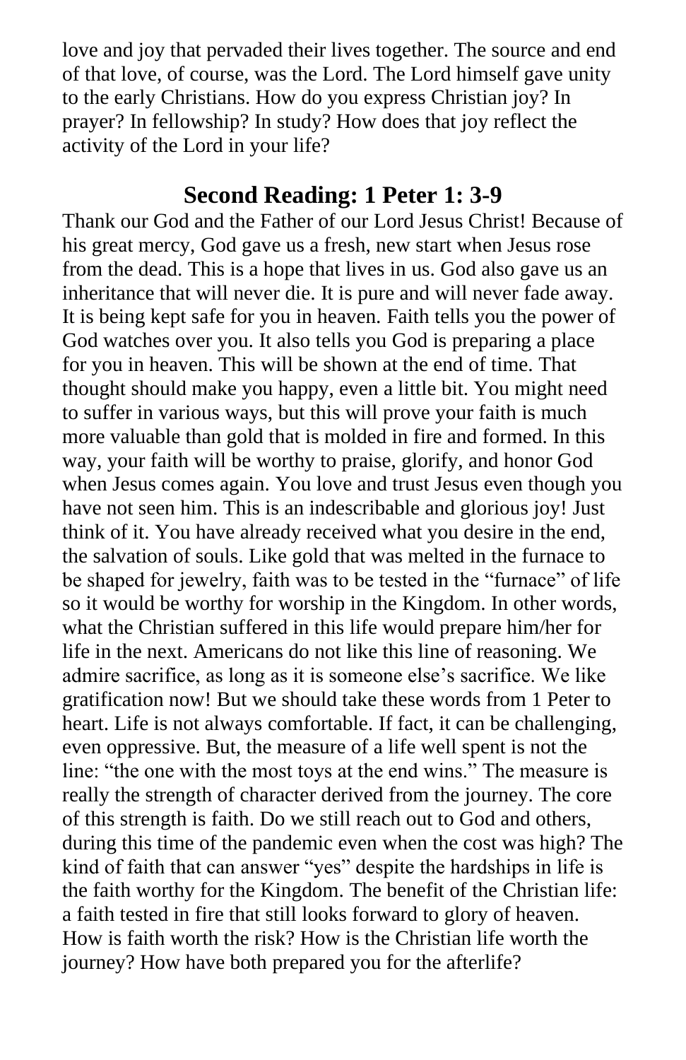love and joy that pervaded their lives together. The source and end of that love, of course, was the Lord. The Lord himself gave unity to the early Christians. How do you express Christian joy? In prayer? In fellowship? In study? How does that joy reflect the activity of the Lord in your life?

## Second Reading: 1 Peter 1: 3-9

Thank our God and the Father of our Lord Jesus Christ! Because of his great mercy, God gave us a fresh, new start when Jesus rose from the dead. This is a hope that lives in us. God also gave us an inheritance that will never die. It is pure and will never fade away. It is being kept safe for you in heaven. Faith tells you the power of God watches over you. It also tells you God is preparing a place for you in heaven. This will be shown at the end of time. That thought should make you happy, even a little bit. You might need to suffer in various ways, but this will prove your faith is much more valuable than gold that is molded in fire and formed. In this way, your faith will be worthy to praise, glorify, and honor God when Jesus comes again. You love and trust Jesus even though you have not seen him. This is an indescribable and glorious joy! Just think of it. You have already received what you desire in the end, the salvation of souls. Like gold that was melted in the furnace to be shaped for jewelry, faith was to be tested in the "furnace" of life so it would be worthy for worship in the Kingdom. In other words, what the Christian suffered in this life would prepare him/her for life in the next. Americans do not like this line of reasoning. We admire sacrifice, as long as it is someone else's sacrifice. We like gratification now! But we should take these words from 1 Peter to heart. Life is not always comfortable. If fact, it can be challenging, even oppressive. But, the measure of a life well spent is not the line: "the one with the most toys at the end wins." The measure is really the strength of character derived from the journey. The core of this strength is faith. Do we still reach out to God and others, during this time of the pandemic even when the cost was high? The kind of faith that can answer "yes" despite the hardships in life is the faith worthy for the Kingdom. The benefit of the Christian life: a faith tested in fire that still looks forward to glory of heaven. How is faith worth the risk? How is the Christian life worth the journey? How have both prepared you for the afterlife?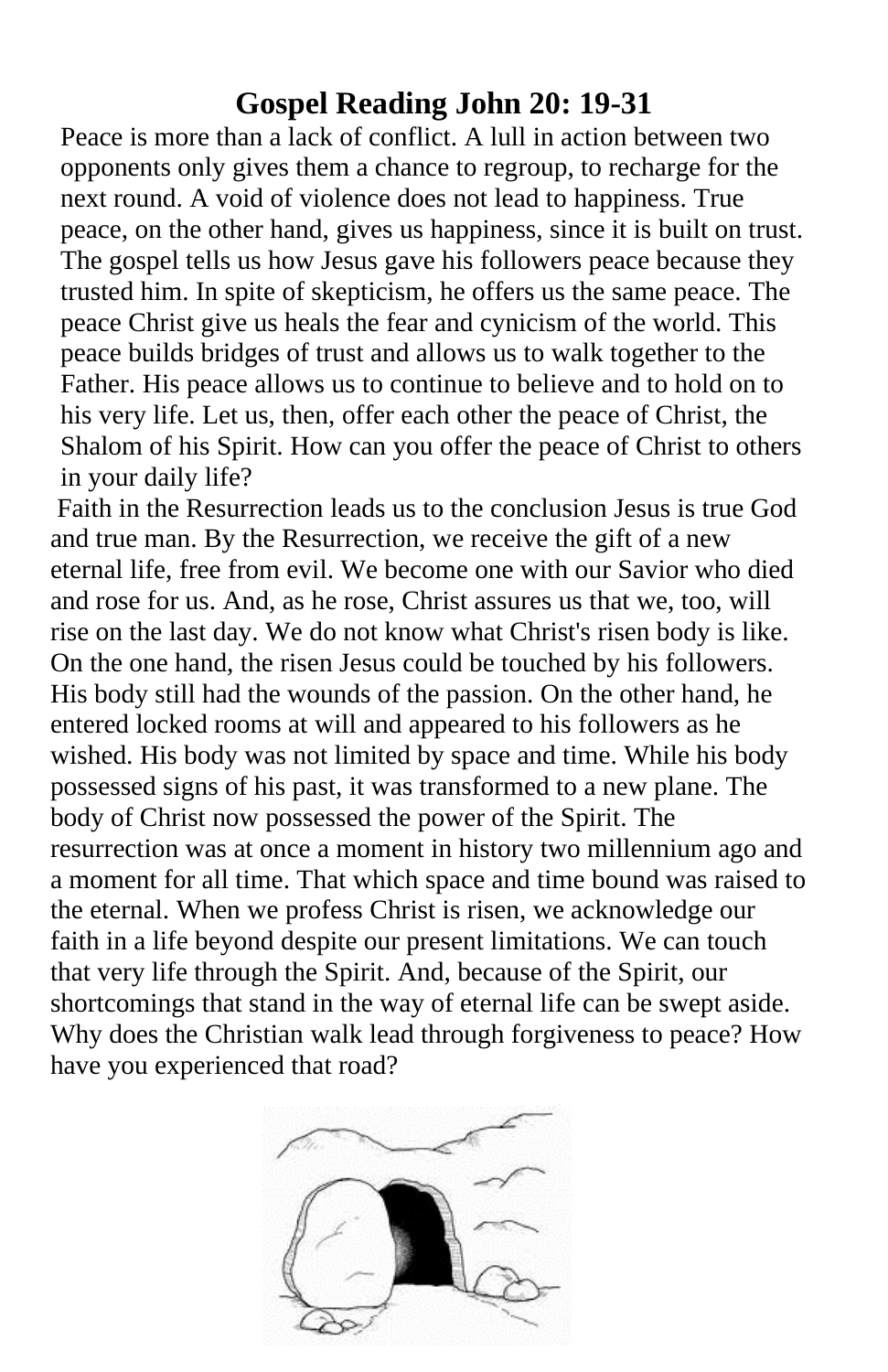# Gospel Reading John 20: 19-31

Peace is more than a lack of conflict. A lull in action between two opponents only gives them a chance to regroup, to recharge for the next round. A void of violence does not lead to happiness. True peace, on the other hand, gives us happiness, since it is built on trust. The gospel tells us how Jesus gave his followers peace because they trusted him. In spite of skepticism, he offers us the same peace. The peace Christ give us heals the fear and cynicism of the world. This peace builds bridges of trust and allows us to walk together to the Father. His peace allows us to continue to believe and to hold on to his very life. Let us, then, offer each other the peace of Christ, the Shalom of his Spirit. How can you offer the peace of Christ to others in your daily life?

Faith in the Resurrection leads us to the conclusion Jesus is true God and true man. By the Resurrection, we receive the gift of a new eternal life, free from evil. We become one with our Savior who died and rose for us. And, as he rose, Christ assures us that we, too, will rise on the last day. We do not know what Christ's risen body is like. On the one hand, the risen Jesus could be touched by his followers. His body still had the wounds of the passion. On the other hand, he entered locked rooms at will and appeared to his followers as he wished. His body was not limited by space and time. While his body possessed signs of his past, it was transformed to a new plane. The body of Christ now possessed the power of the Spirit. The resurrection was at once a moment in history two millennium ago and a moment for all time. That which space and time bound was raised to the eternal. When we profess Christ is risen, we acknowledge our faith in a life beyond despite our present limitations. We can touch that very life through the Spirit. And, because of the Spirit, our shortcomings that stand in the way of eternal life can be swept aside. Why does the Christian walk lead through forgiveness to peace? How have you experienced that road?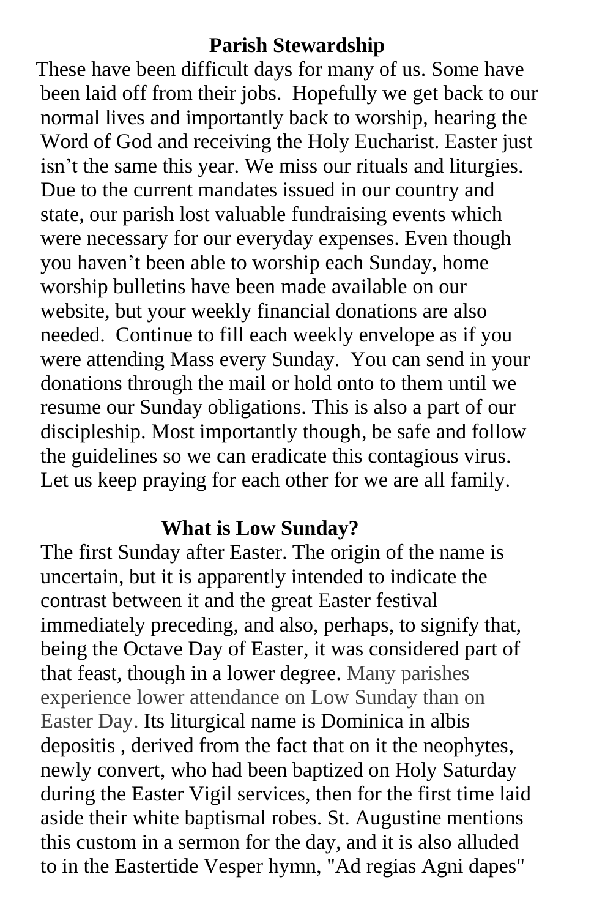## Parish Stewardship

These have been difficult days for many of us. Some have been laid off from their jobs. Hopefully we get back to our normal lives and importantly back to worship, hearing the Word of God and receiving the Holy Eucharist. Easter just isn't the same this year. We miss our rituals and liturgies. Due to the current mandates issued in our country and state, our parish lost valuable fundraising events which were necessary for our everyday expenses. Even though you haven't been able to worship each Sunday, home worship bulletins have been made available on our website, but your weekly financial donations are also needed. Continue to fill each weekly envelope as if you were attending Mass every Sunday. You can send in your donations through the mail or hold onto to them until we resume our Sunday obligations. This is also a part of our discipleship. Most importantly though, be safe and follow the guidelines so we can eradicate this contagious virus. Let us keep praying for each other for we are all family.

## What is Low Sunday?

The first Sunday after Easter. The origin of the name is uncertain, but it is apparently intended to indicate the contrast between it and the great Easter festival immediately preceding, and also, perhaps, to signify that, being the Octave Day of Easter, it was considered part of that feast, though in a lower degree. Many parishes experience lower attendance on Low Sunday than on Easter Day. Its liturgical name is Dominica in albis depositis , derived from the fact that on it the neophytes, newly convert, who had been baptized on Holy Saturday during the Easter Vigil services, then for the first time laid aside their white baptismal robes. St. Augustine mentions this custom in a sermon for the day, and it is also alluded to in the Eastertide Vesper hymn, "Ad regias Agni dapes"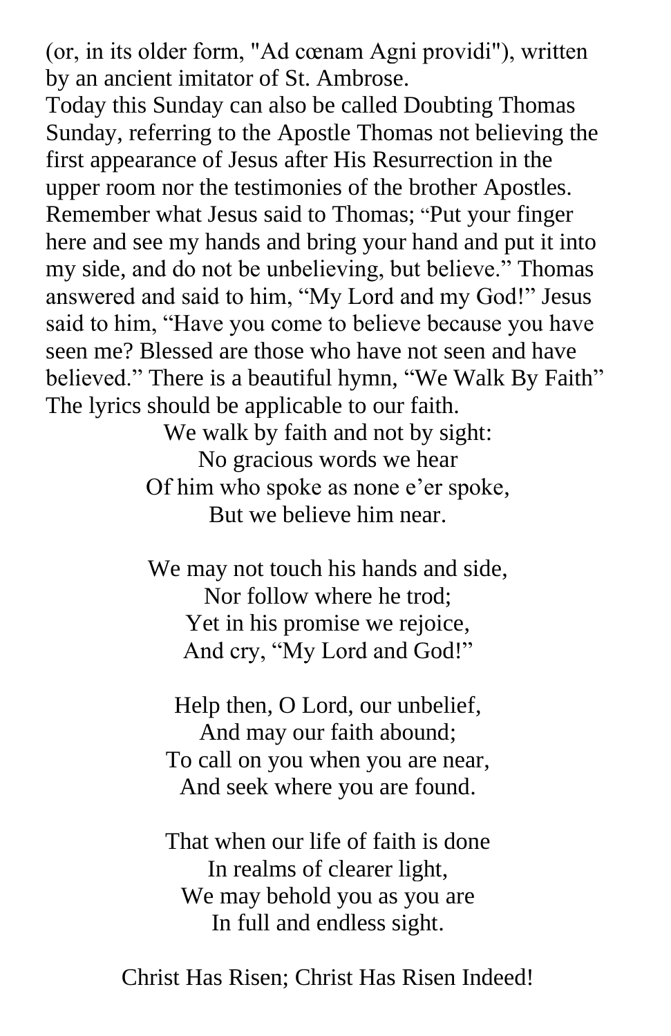(or, in its older form, "Ad cœnam Agni providi"), written by an ancient imitator of St. Ambrose.

Today this Sunday can also be called Doubting Thomas Sunday, referring to the Apostle Thomas not believing the first appearance of Jesus after His Resurrection in the upper room nor the testimonies of the brother Apostles. Remember what Jesus said to Thomas; "Put your finger here and see my hands and bring your hand and put it into my side, and do not be unbelieving, but believe." Thomas answered and said to him, "My Lord and my God!" Jesus said to him, "Have you come to believe because you have seen me? Blessed are those who have not seen and have believed." There is a beautiful hymn, "We Walk By Faith" The lyrics should be applicable to our faith.

We walk by faith and not by sight:  
No gracious words we hear  
Of him who spoke as none e'er spoke,  
But we believe him near.

We may not touch his hands and side,  
Nor follow where he trod;  
Yet in his promise we rejoice,  
And cry, "My Lord and God!"

Help then, O Lord, our unbelief,  
And may our faith abound;  
To call on you when you are near,  
And seek where you are found.

That when our life of faith is done  
In realms of clearer light,  
We may behold you as you are  
In full and endless sight.

Christ Has Risen; Christ Has Risen Indeed!